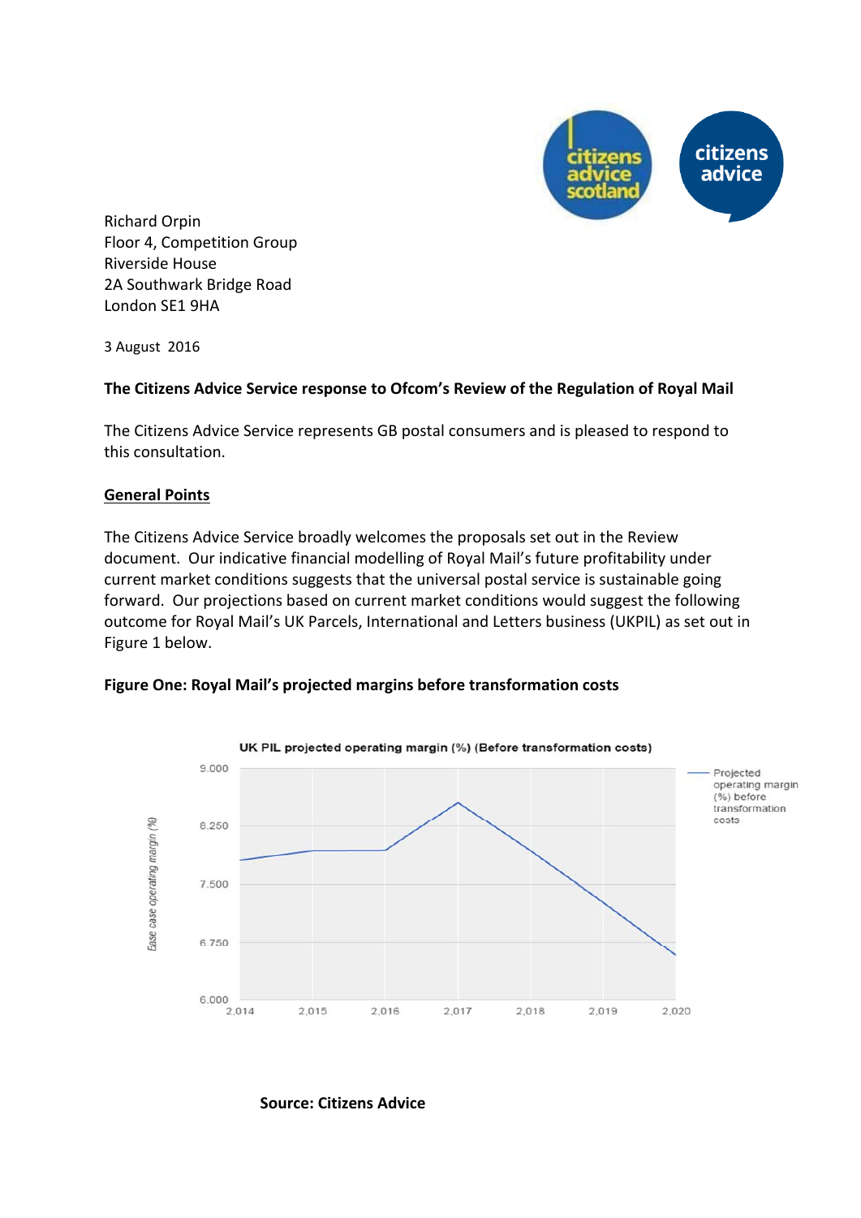Richard Orpin
Floor 4, Competition Group
Riverside House
2A Southwark Bridge Road
London SE1 9HA

3 August 2016

**The Citizens Advice Service response to Ofcom's Review of the Regulation of Royal Mail**

The Citizens Advice Service represents GB postal consumers and is pleased to respond to this consultation.

## General Points

The Citizens Advice Service broadly welcomes the proposals set out in the Review document. Our indicative financial modelling of Royal Mail's future profitability under current market conditions suggests that the universal postal service is sustainable going forward. Our projections based on current market conditions would suggest the following outcome for Royal Mail's UK Parcels, International and Letters business (UKPIL) as set out in Figure 1 below.

**Figure One: Royal Mail's projected margins before transformation costs**

UK PIL projected operating margin (%) (Before transformation costs)

Base case operating margin (%)

9.000
8.250
7.500
6.750
6.000

2,014
2,015
2,016
2,017
2,018
2,019
2,020

Projected operating margin (%) before transformation costs

**Source: Citizens Advice**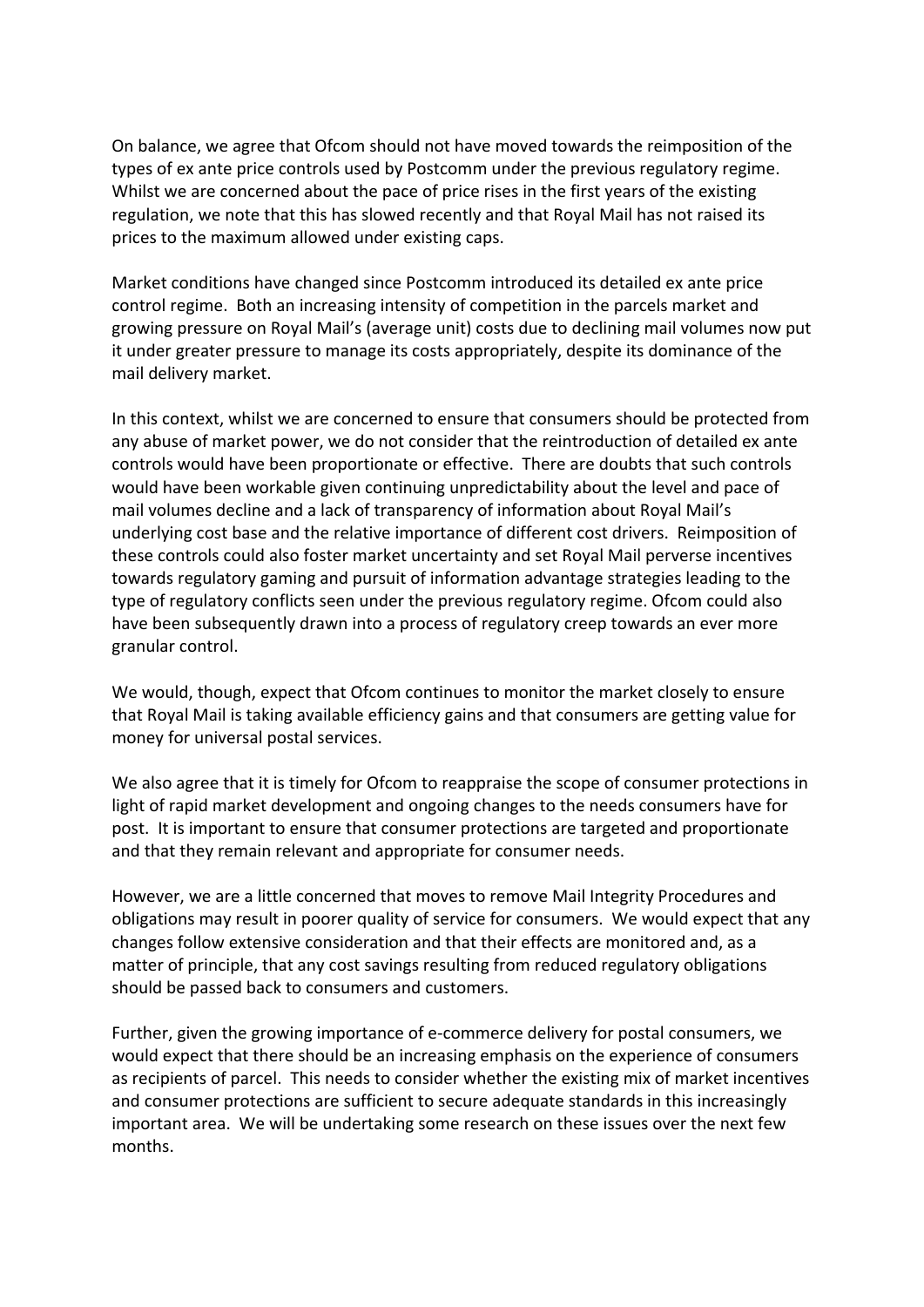On balance, we agree that Ofcom should not have moved towards the reimposition of the types of ex ante price controls used by Postcomm under the previous regulatory regime. Whilst we are concerned about the pace of price rises in the first years of the existing regulation, we note that this has slowed recently and that Royal Mail has not raised its prices to the maximum allowed under existing caps.

Market conditions have changed since Postcomm introduced its detailed ex ante price control regime. Both an increasing intensity of competition in the parcels market and growing pressure on Royal Mail's (average unit) costs due to declining mail volumes now put it under greater pressure to manage its costs appropriately, despite its dominance of the mail delivery market.

In this context, whilst we are concerned to ensure that consumers should be protected from any abuse of market power, we do not consider that the reintroduction of detailed ex ante controls would have been proportionate or effective. There are doubts that such controls would have been workable given continuing unpredictability about the level and pace of mail volumes decline and a lack of transparency of information about Royal Mail's underlying cost base and the relative importance of different cost drivers. Reimposition of these controls could also foster market uncertainty and set Royal Mail perverse incentives towards regulatory gaming and pursuit of information advantage strategies leading to the type of regulatory conflicts seen under the previous regulatory regime. Ofcom could also have been subsequently drawn into a process of regulatory creep towards an ever more granular control.

We would, though, expect that Ofcom continues to monitor the market closely to ensure that Royal Mail is taking available efficiency gains and that consumers are getting value for money for universal postal services.

We also agree that it is timely for Ofcom to reappraise the scope of consumer protections in light of rapid market development and ongoing changes to the needs consumers have for post. It is important to ensure that consumer protections are targeted and proportionate and that they remain relevant and appropriate for consumer needs.

However, we are a little concerned that moves to remove Mail Integrity Procedures and obligations may result in poorer quality of service for consumers. We would expect that any changes follow extensive consideration and that their effects are monitored and, as a matter of principle, that any cost savings resulting from reduced regulatory obligations should be passed back to consumers and customers.

Further, given the growing importance of e-commerce delivery for postal consumers, we would expect that there should be an increasing emphasis on the experience of consumers as recipients of parcel. This needs to consider whether the existing mix of market incentives and consumer protections are sufficient to secure adequate standards in this increasingly important area. We will be undertaking some research on these issues over the next few months.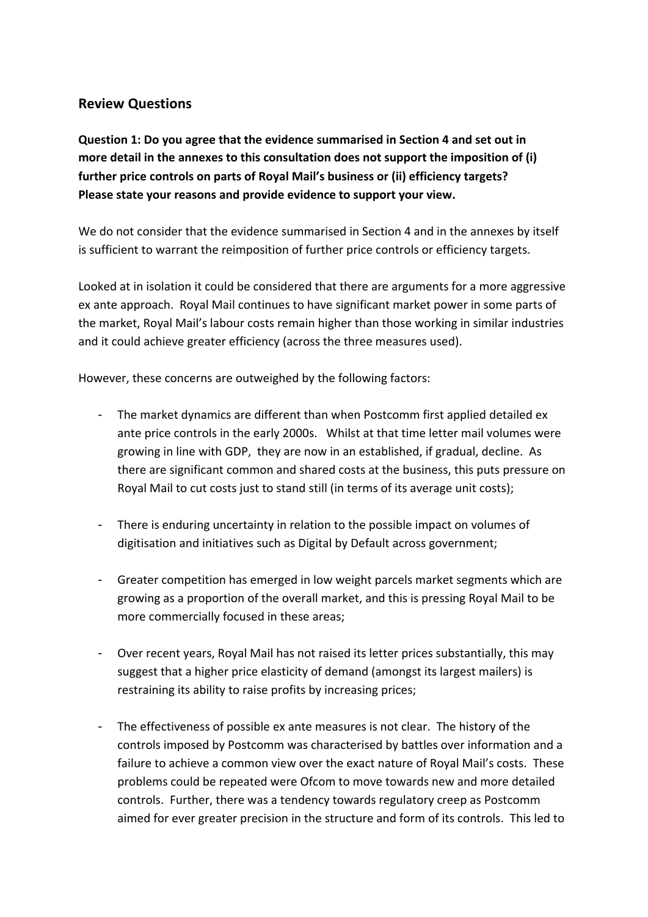## Review Questions

**Question 1: Do you agree that the evidence summarised in Section 4 and set out in more detail in the annexes to this consultation does not support the imposition of (i) further price controls on parts of Royal Mail's business or (ii) efficiency targets? Please state your reasons and provide evidence to support your view.**

We do not consider that the evidence summarised in Section 4 and in the annexes by itself is sufficient to warrant the reimposition of further price controls or efficiency targets.

Looked at in isolation it could be considered that there are arguments for a more aggressive ex ante approach. Royal Mail continues to have significant market power in some parts of the market, Royal Mail's labour costs remain higher than those working in similar industries and it could achieve greater efficiency (across the three measures used).

However, these concerns are outweighed by the following factors:

- The market dynamics are different than when Postcomm first applied detailed ex ante price controls in the early 2000s. Whilst at that time letter mail volumes were growing in line with GDP, they are now in an established, if gradual, decline. As there are significant common and shared costs at the business, this puts pressure on Royal Mail to cut costs just to stand still (in terms of its average unit costs);

- There is enduring uncertainty in relation to the possible impact on volumes of digitisation and initiatives such as Digital by Default across government;

- Greater competition has emerged in low weight parcels market segments which are growing as a proportion of the overall market, and this is pressing Royal Mail to be more commercially focused in these areas;

- Over recent years, Royal Mail has not raised its letter prices substantially, this may suggest that a higher price elasticity of demand (amongst its largest mailers) is restraining its ability to raise profits by increasing prices;

- The effectiveness of possible ex ante measures is not clear. The history of the controls imposed by Postcomm was characterised by battles over information and a failure to achieve a common view over the exact nature of Royal Mail's costs. These problems could be repeated were Ofcom to move towards new and more detailed controls. Further, there was a tendency towards regulatory creep as Postcomm aimed for ever greater precision in the structure and form of its controls. This led to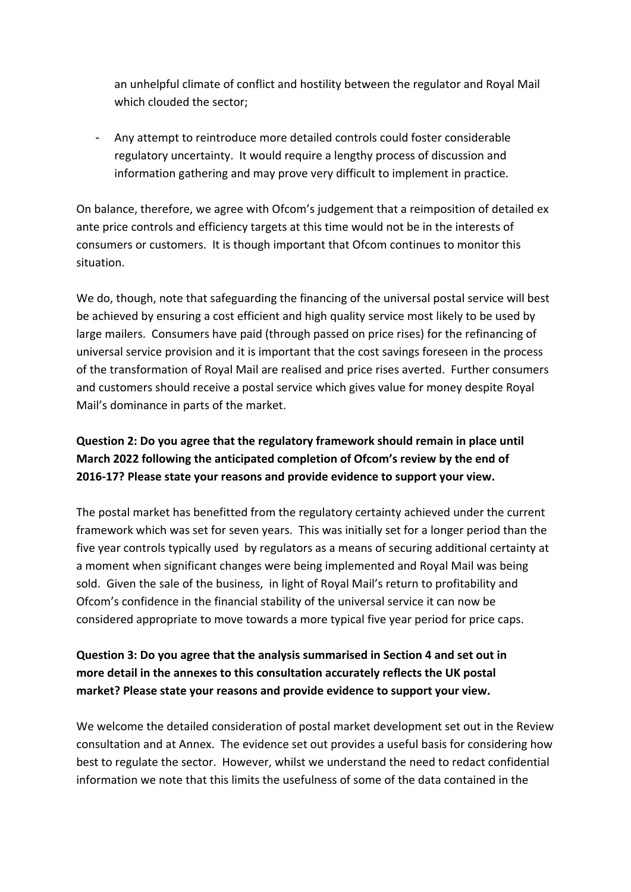an unhelpful climate of conflict and hostility between the regulator and Royal Mail which clouded the sector;

- Any attempt to reintroduce more detailed controls could foster considerable regulatory uncertainty. It would require a lengthy process of discussion and information gathering and may prove very difficult to implement in practice.

On balance, therefore, we agree with Ofcom's judgement that a reimposition of detailed ex ante price controls and efficiency targets at this time would not be in the interests of consumers or customers. It is though important that Ofcom continues to monitor this situation.

We do, though, note that safeguarding the financing of the universal postal service will best be achieved by ensuring a cost efficient and high quality service most likely to be used by large mailers. Consumers have paid (through passed on price rises) for the refinancing of universal service provision and it is important that the cost savings foreseen in the process of the transformation of Royal Mail are realised and price rises averted. Further consumers and customers should receive a postal service which gives value for money despite Royal Mail's dominance in parts of the market.

**Question 2: Do you agree that the regulatory framework should remain in place until March 2022 following the anticipated completion of Ofcom's review by the end of 2016-17? Please state your reasons and provide evidence to support your view.**

The postal market has benefitted from the regulatory certainty achieved under the current framework which was set for seven years. This was initially set for a longer period than the five year controls typically used by regulators as a means of securing additional certainty at a moment when significant changes were being implemented and Royal Mail was being sold. Given the sale of the business, in light of Royal Mail's return to profitability and Ofcom's confidence in the financial stability of the universal service it can now be considered appropriate to move towards a more typical five year period for price caps.

**Question 3: Do you agree that the analysis summarised in Section 4 and set out in more detail in the annexes to this consultation accurately reflects the UK postal market? Please state your reasons and provide evidence to support your view.**

We welcome the detailed consideration of postal market development set out in the Review consultation and at Annex. The evidence set out provides a useful basis for considering how best to regulate the sector. However, whilst we understand the need to redact confidential information we note that this limits the usefulness of some of the data contained in the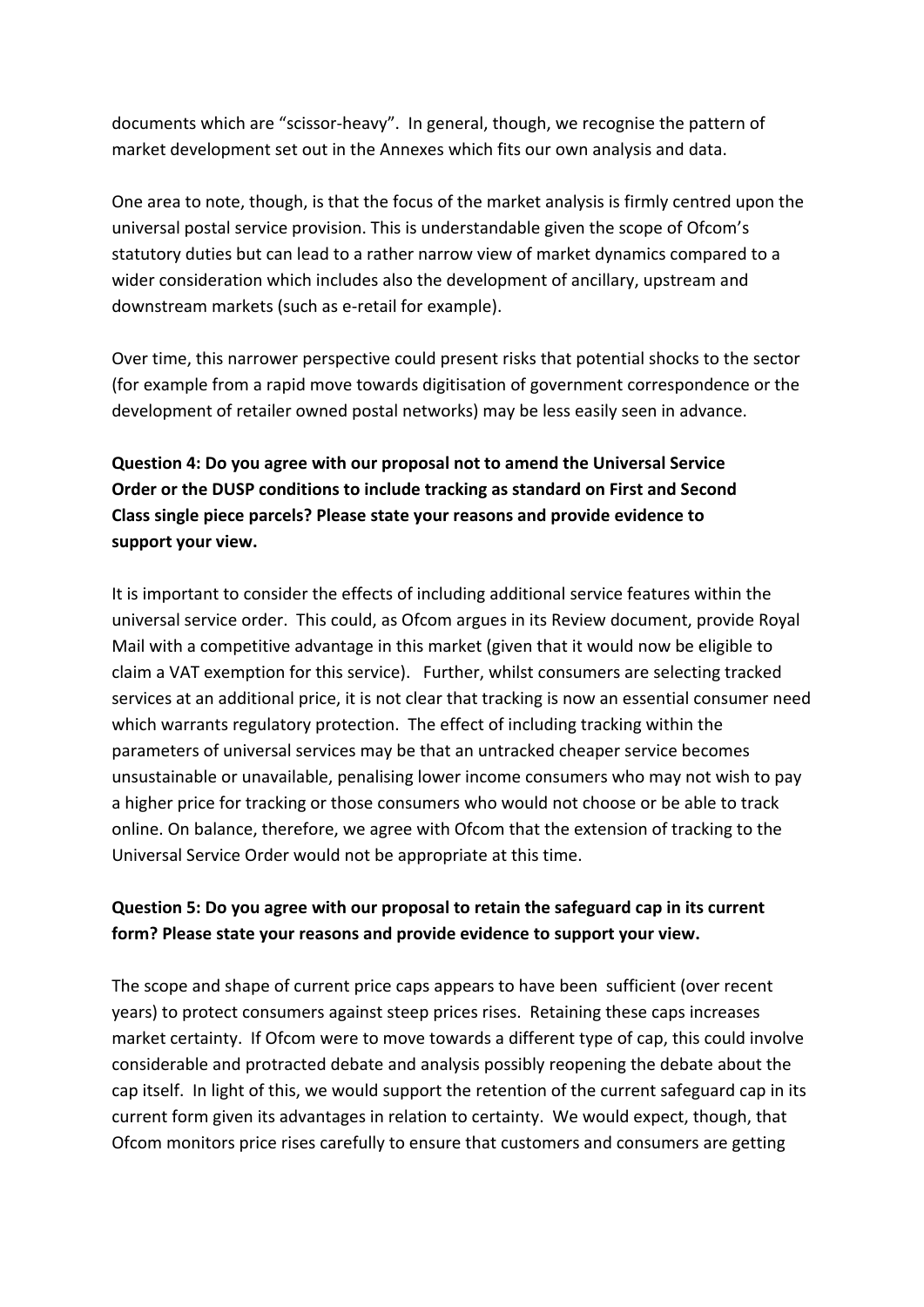documents which are “scissor-heavy”. In general, though, we recognise the pattern of market development set out in the Annexes which fits our own analysis and data.

One area to note, though, is that the focus of the market analysis is firmly centred upon the universal postal service provision. This is understandable given the scope of Ofcom’s statutory duties but can lead to a rather narrow view of market dynamics compared to a wider consideration which includes also the development of ancillary, upstream and downstream markets (such as e-retail for example).

Over time, this narrower perspective could present risks that potential shocks to the sector (for example from a rapid move towards digitisation of government correspondence or the development of retailer owned postal networks) may be less easily seen in advance.

**Question 4: Do you agree with our proposal not to amend the Universal Service Order or the DUSP conditions to include tracking as standard on First and Second Class single piece parcels? Please state your reasons and provide evidence to support your view.**

It is important to consider the effects of including additional service features within the universal service order. This could, as Ofcom argues in its Review document, provide Royal Mail with a competitive advantage in this market (given that it would now be eligible to claim a VAT exemption for this service). Further, whilst consumers are selecting tracked services at an additional price, it is not clear that tracking is now an essential consumer need which warrants regulatory protection. The effect of including tracking within the parameters of universal services may be that an untracked cheaper service becomes unsustainable or unavailable, penalising lower income consumers who may not wish to pay a higher price for tracking or those consumers who would not choose or be able to track online. On balance, therefore, we agree with Ofcom that the extension of tracking to the Universal Service Order would not be appropriate at this time.

**Question 5: Do you agree with our proposal to retain the safeguard cap in its current form? Please state your reasons and provide evidence to support your view.**

The scope and shape of current price caps appears to have been sufficient (over recent years) to protect consumers against steep prices rises. Retaining these caps increases market certainty. If Ofcom were to move towards a different type of cap, this could involve considerable and protracted debate and analysis possibly reopening the debate about the cap itself. In light of this, we would support the retention of the current safeguard cap in its current form given its advantages in relation to certainty. We would expect, though, that Ofcom monitors price rises carefully to ensure that customers and consumers are getting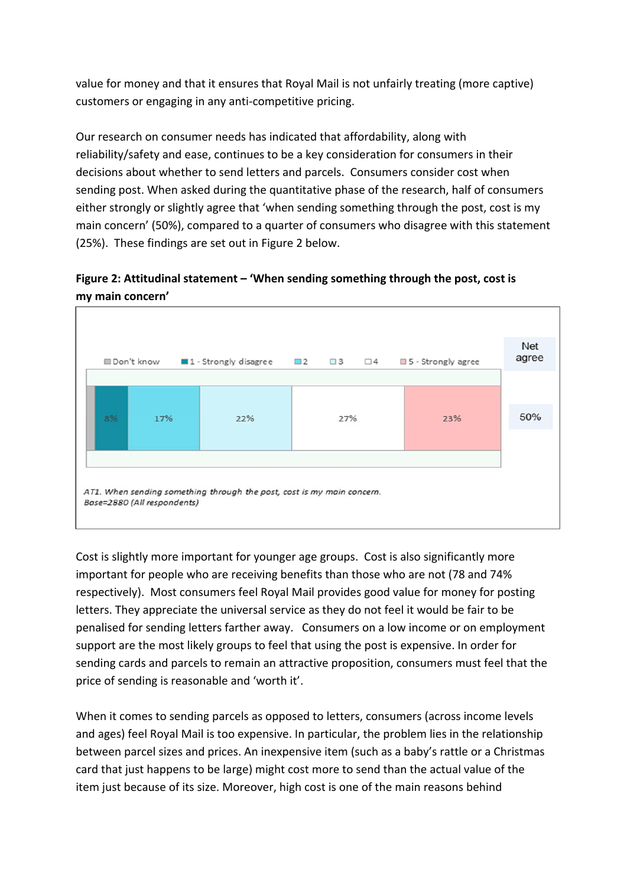value for money and that it ensures that Royal Mail is not unfairly treating (more captive) customers or engaging in any anti-competitive pricing.

Our research on consumer needs has indicated that affordability, along with reliability/safety and ease, continues to be a key consideration for consumers in their decisions about whether to send letters and parcels. Consumers consider cost when sending post. When asked during the quantitative phase of the research, half of consumers either strongly or slightly agree that 'when sending something through the post, cost is my main concern' (50%), compared to a quarter of consumers who disagree with this statement (25%). These findings are set out in Figure 2 below.

**Figure 2: Attitudinal statement – 'When sending something through the post, cost is my main concern'**

Don't know
1 - Strongly disagree
2
3
4
5 - Strongly agree

Net agree

8%
17%
22%
27%
23%

50%

*AT1. When sending something through the post, cost is my main concern.*
*Base=2880 (All respondents)*

Cost is slightly more important for younger age groups. Cost is also significantly more important for people who are receiving benefits than those who are not (78 and 74% respectively). Most consumers feel Royal Mail provides good value for money for posting letters. They appreciate the universal service as they do not feel it would be fair to be penalised for sending letters farther away. Consumers on a low income or on employment support are the most likely groups to feel that using the post is expensive. In order for sending cards and parcels to remain an attractive proposition, consumers must feel that the price of sending is reasonable and 'worth it'.

When it comes to sending parcels as opposed to letters, consumers (across income levels and ages) feel Royal Mail is too expensive. In particular, the problem lies in the relationship between parcel sizes and prices. An inexpensive item (such as a baby's rattle or a Christmas card that just happens to be large) might cost more to send than the actual value of the item just because of its size. Moreover, high cost is one of the main reasons behind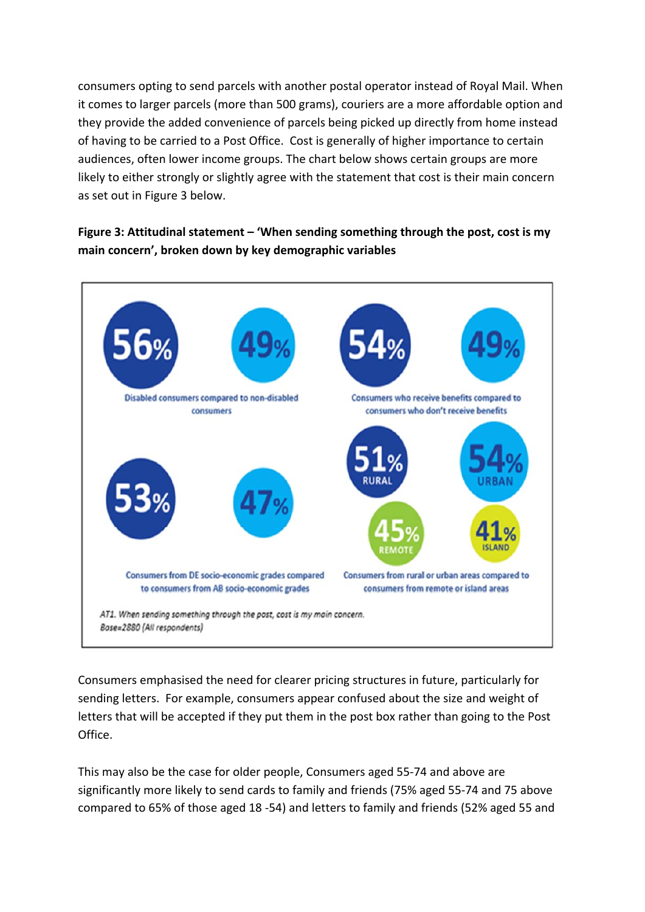consumers opting to send parcels with another postal operator instead of Royal Mail. When it comes to larger parcels (more than 500 grams), couriers are a more affordable option and they provide the added convenience of parcels being picked up directly from home instead of having to be carried to a Post Office. Cost is generally of higher importance to certain audiences, often lower income groups. The chart below shows certain groups are more likely to either strongly or slightly agree with the statement that cost is their main concern as set out in Figure 3 below.

**Figure 3: Attitudinal statement – 'When sending something through the post, cost is my main concern', broken down by key demographic variables**

56%

49%

Disabled consumers compared to non-disabled consumers

54%

49%

Consumers who receive benefits compared to consumers who don't receive benefits

53%

47%

Consumers from DE socio-economic grades compared to consumers from AB socio-economic grades

51% RURAL

54% URBAN

45% REMOTE

41% ISLAND

Consumers from rural or urban areas compared to consumers from remote or island areas

*AT1. When sending something through the post, cost is my main concern.*
*Base=2880 (All respondents)*

Consumers emphasised the need for clearer pricing structures in future, particularly for sending letters. For example, consumers appear confused about the size and weight of letters that will be accepted if they put them in the post box rather than going to the Post Office.

This may also be the case for older people, Consumers aged 55-74 and above are significantly more likely to send cards to family and friends (75% aged 55-74 and 75 above compared to 65% of those aged 18 -54) and letters to family and friends (52% aged 55 and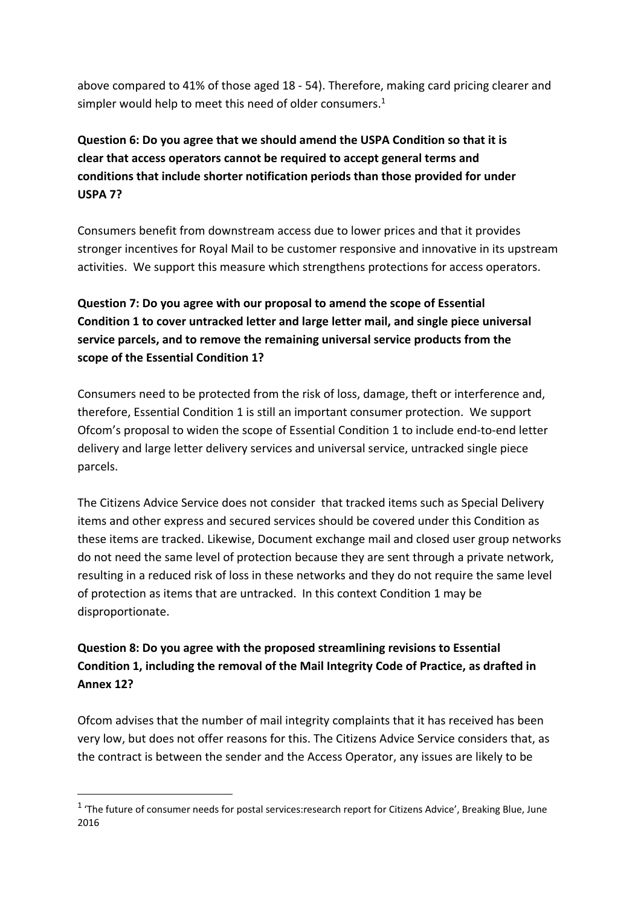above compared to 41% of those aged 18 - 54). Therefore, making card pricing clearer and simpler would help to meet this need of older consumers.[1]

**Question 6: Do you agree that we should amend the USPA Condition so that it is clear that access operators cannot be required to accept general terms and conditions that include shorter notification periods than those provided for under USPA 7?**

Consumers benefit from downstream access due to lower prices and that it provides stronger incentives for Royal Mail to be customer responsive and innovative in its upstream activities. We support this measure which strengthens protections for access operators.

**Question 7: Do you agree with our proposal to amend the scope of Essential Condition 1 to cover untracked letter and large letter mail, and single piece universal service parcels, and to remove the remaining universal service products from the scope of the Essential Condition 1?**

Consumers need to be protected from the risk of loss, damage, theft or interference and, therefore, Essential Condition 1 is still an important consumer protection. We support Ofcom's proposal to widen the scope of Essential Condition 1 to include end-to-end letter delivery and large letter delivery services and universal service, untracked single piece parcels.

The Citizens Advice Service does not consider that tracked items such as Special Delivery items and other express and secured services should be covered under this Condition as these items are tracked. Likewise, Document exchange mail and closed user group networks do not need the same level of protection because they are sent through a private network, resulting in a reduced risk of loss in these networks and they do not require the same level of protection as items that are untracked. In this context Condition 1 may be disproportionate.

**Question 8: Do you agree with the proposed streamlining revisions to Essential Condition 1, including the removal of the Mail Integrity Code of Practice, as drafted in Annex 12?**

Ofcom advises that the number of mail integrity complaints that it has received has been very low, but does not offer reasons for this. The Citizens Advice Service considers that, as the contract is between the sender and the Access Operator, any issues are likely to be

[1] 'The future of consumer needs for postal services:research report for Citizens Advice', Breaking Blue, June 2016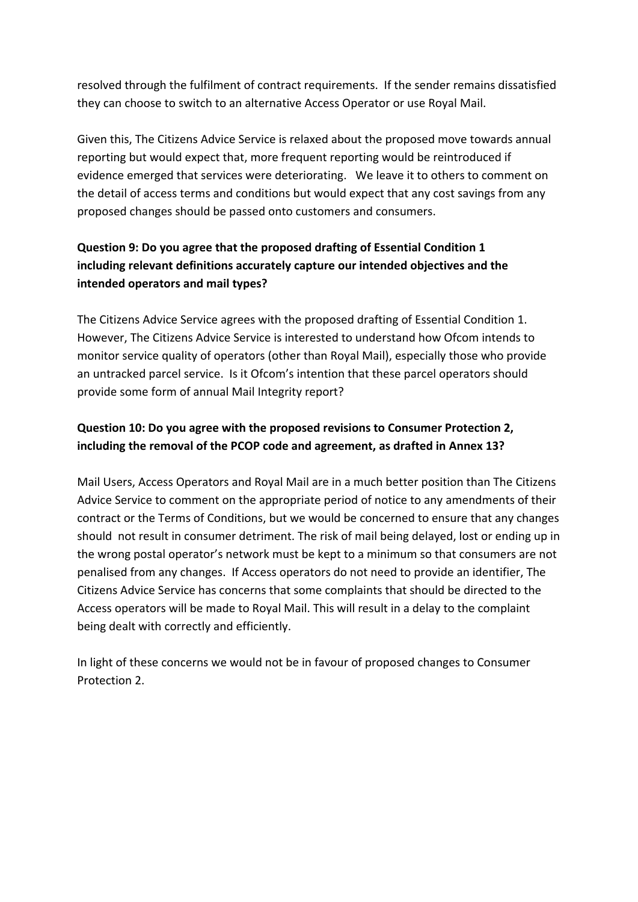resolved through the fulfilment of contract requirements. If the sender remains dissatisfied they can choose to switch to an alternative Access Operator or use Royal Mail.

Given this, The Citizens Advice Service is relaxed about the proposed move towards annual reporting but would expect that, more frequent reporting would be reintroduced if evidence emerged that services were deteriorating. We leave it to others to comment on the detail of access terms and conditions but would expect that any cost savings from any proposed changes should be passed onto customers and consumers.

**Question 9: Do you agree that the proposed drafting of Essential Condition 1 including relevant definitions accurately capture our intended objectives and the intended operators and mail types?**

The Citizens Advice Service agrees with the proposed drafting of Essential Condition 1. However, The Citizens Advice Service is interested to understand how Ofcom intends to monitor service quality of operators (other than Royal Mail), especially those who provide an untracked parcel service. Is it Ofcom's intention that these parcel operators should provide some form of annual Mail Integrity report?

**Question 10: Do you agree with the proposed revisions to Consumer Protection 2, including the removal of the PCOP code and agreement, as drafted in Annex 13?**

Mail Users, Access Operators and Royal Mail are in a much better position than The Citizens Advice Service to comment on the appropriate period of notice to any amendments of their contract or the Terms of Conditions, but we would be concerned to ensure that any changes should not result in consumer detriment. The risk of mail being delayed, lost or ending up in the wrong postal operator's network must be kept to a minimum so that consumers are not penalised from any changes. If Access operators do not need to provide an identifier, The Citizens Advice Service has concerns that some complaints that should be directed to the Access operators will be made to Royal Mail. This will result in a delay to the complaint being dealt with correctly and efficiently.

In light of these concerns we would not be in favour of proposed changes to Consumer Protection 2.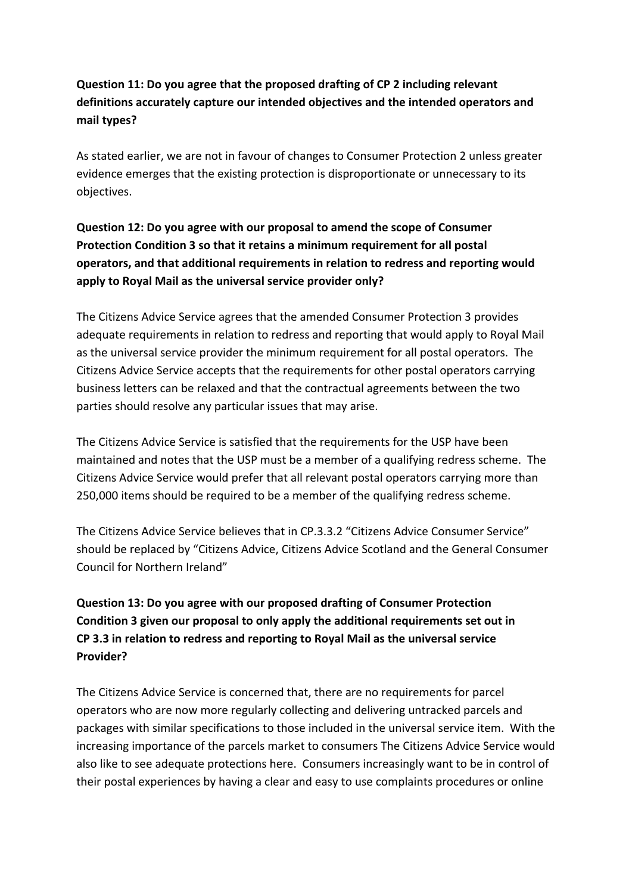**Question 11: Do you agree that the proposed drafting of CP 2 including relevant definitions accurately capture our intended objectives and the intended operators and mail types?**

As stated earlier, we are not in favour of changes to Consumer Protection 2 unless greater evidence emerges that the existing protection is disproportionate or unnecessary to its objectives.

**Question 12: Do you agree with our proposal to amend the scope of Consumer Protection Condition 3 so that it retains a minimum requirement for all postal operators, and that additional requirements in relation to redress and reporting would apply to Royal Mail as the universal service provider only?**

The Citizens Advice Service agrees that the amended Consumer Protection 3 provides adequate requirements in relation to redress and reporting that would apply to Royal Mail as the universal service provider the minimum requirement for all postal operators. The Citizens Advice Service accepts that the requirements for other postal operators carrying business letters can be relaxed and that the contractual agreements between the two parties should resolve any particular issues that may arise.

The Citizens Advice Service is satisfied that the requirements for the USP have been maintained and notes that the USP must be a member of a qualifying redress scheme. The Citizens Advice Service would prefer that all relevant postal operators carrying more than 250,000 items should be required to be a member of the qualifying redress scheme.

The Citizens Advice Service believes that in CP.3.3.2 "Citizens Advice Consumer Service" should be replaced by "Citizens Advice, Citizens Advice Scotland and the General Consumer Council for Northern Ireland"

**Question 13: Do you agree with our proposed drafting of Consumer Protection Condition 3 given our proposal to only apply the additional requirements set out in CP 3.3 in relation to redress and reporting to Royal Mail as the universal service Provider?**

The Citizens Advice Service is concerned that, there are no requirements for parcel operators who are now more regularly collecting and delivering untracked parcels and packages with similar specifications to those included in the universal service item. With the increasing importance of the parcels market to consumers The Citizens Advice Service would also like to see adequate protections here. Consumers increasingly want to be in control of their postal experiences by having a clear and easy to use complaints procedures or online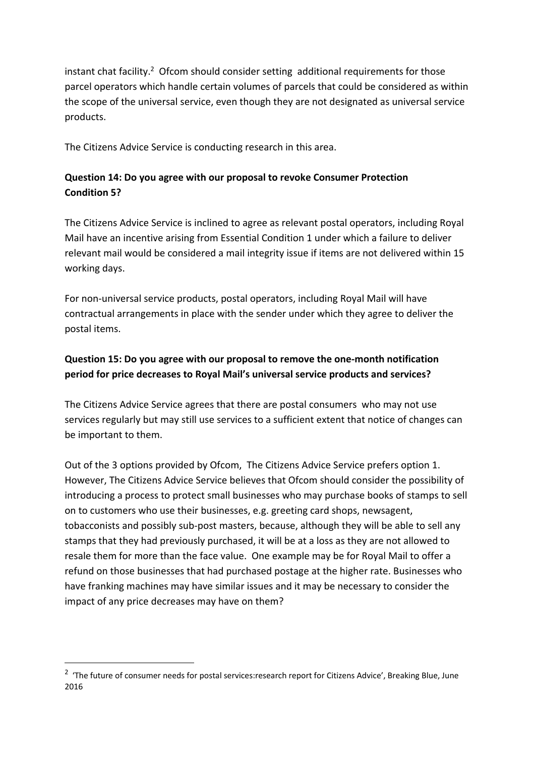instant chat facility.[2] Ofcom should consider setting additional requirements for those parcel operators which handle certain volumes of parcels that could be considered as within the scope of the universal service, even though they are not designated as universal service products.

The Citizens Advice Service is conducting research in this area.

**Question 14: Do you agree with our proposal to revoke Consumer Protection Condition 5?**

The Citizens Advice Service is inclined to agree as relevant postal operators, including Royal Mail have an incentive arising from Essential Condition 1 under which a failure to deliver relevant mail would be considered a mail integrity issue if items are not delivered within 15 working days.

For non-universal service products, postal operators, including Royal Mail will have contractual arrangements in place with the sender under which they agree to deliver the postal items.

**Question 15: Do you agree with our proposal to remove the one-month notification period for price decreases to Royal Mail's universal service products and services?**

The Citizens Advice Service agrees that there are postal consumers who may not use services regularly but may still use services to a sufficient extent that notice of changes can be important to them.

Out of the 3 options provided by Ofcom, The Citizens Advice Service prefers option 1. However, The Citizens Advice Service believes that Ofcom should consider the possibility of introducing a process to protect small businesses who may purchase books of stamps to sell on to customers who use their businesses, e.g. greeting card shops, newsagent, tobacconists and possibly sub-post masters, because, although they will be able to sell any stamps that they had previously purchased, it will be at a loss as they are not allowed to resale them for more than the face value. One example may be for Royal Mail to offer a refund on those businesses that had purchased postage at the higher rate. Businesses who have franking machines may have similar issues and it may be necessary to consider the impact of any price decreases may have on them?

[2] 'The future of consumer needs for postal services:research report for Citizens Advice', Breaking Blue, June 2016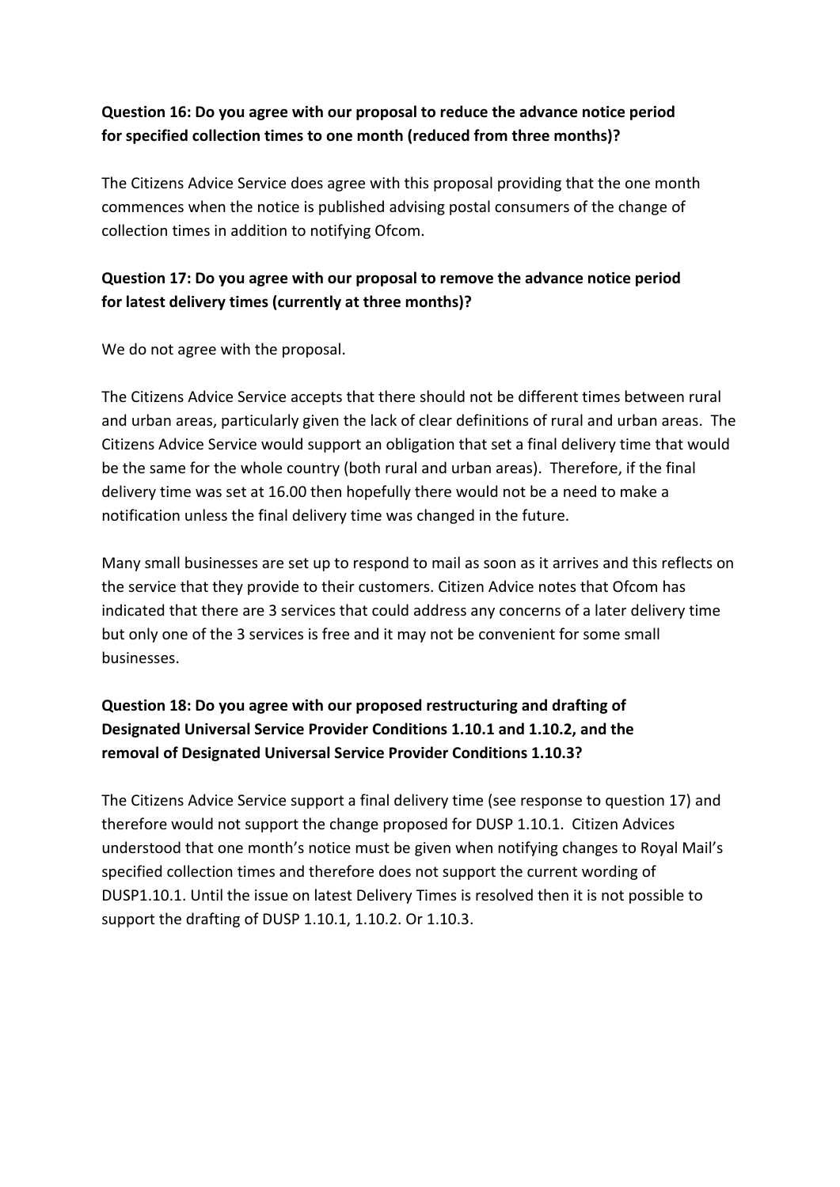**Question 16: Do you agree with our proposal to reduce the advance notice period for specified collection times to one month (reduced from three months)?**

The Citizens Advice Service does agree with this proposal providing that the one month commences when the notice is published advising postal consumers of the change of collection times in addition to notifying Ofcom.

**Question 17: Do you agree with our proposal to remove the advance notice period for latest delivery times (currently at three months)?**

We do not agree with the proposal.

The Citizens Advice Service accepts that there should not be different times between rural and urban areas, particularly given the lack of clear definitions of rural and urban areas. The Citizens Advice Service would support an obligation that set a final delivery time that would be the same for the whole country (both rural and urban areas). Therefore, if the final delivery time was set at 16.00 then hopefully there would not be a need to make a notification unless the final delivery time was changed in the future.

Many small businesses are set up to respond to mail as soon as it arrives and this reflects on the service that they provide to their customers. Citizen Advice notes that Ofcom has indicated that there are 3 services that could address any concerns of a later delivery time but only one of the 3 services is free and it may not be convenient for some small businesses.

**Question 18: Do you agree with our proposed restructuring and drafting of Designated Universal Service Provider Conditions 1.10.1 and 1.10.2, and the removal of Designated Universal Service Provider Conditions 1.10.3?**

The Citizens Advice Service support a final delivery time (see response to question 17) and therefore would not support the change proposed for DUSP 1.10.1. Citizen Advices understood that one month's notice must be given when notifying changes to Royal Mail's specified collection times and therefore does not support the current wording of DUSP1.10.1. Until the issue on latest Delivery Times is resolved then it is not possible to support the drafting of DUSP 1.10.1, 1.10.2. Or 1.10.3.